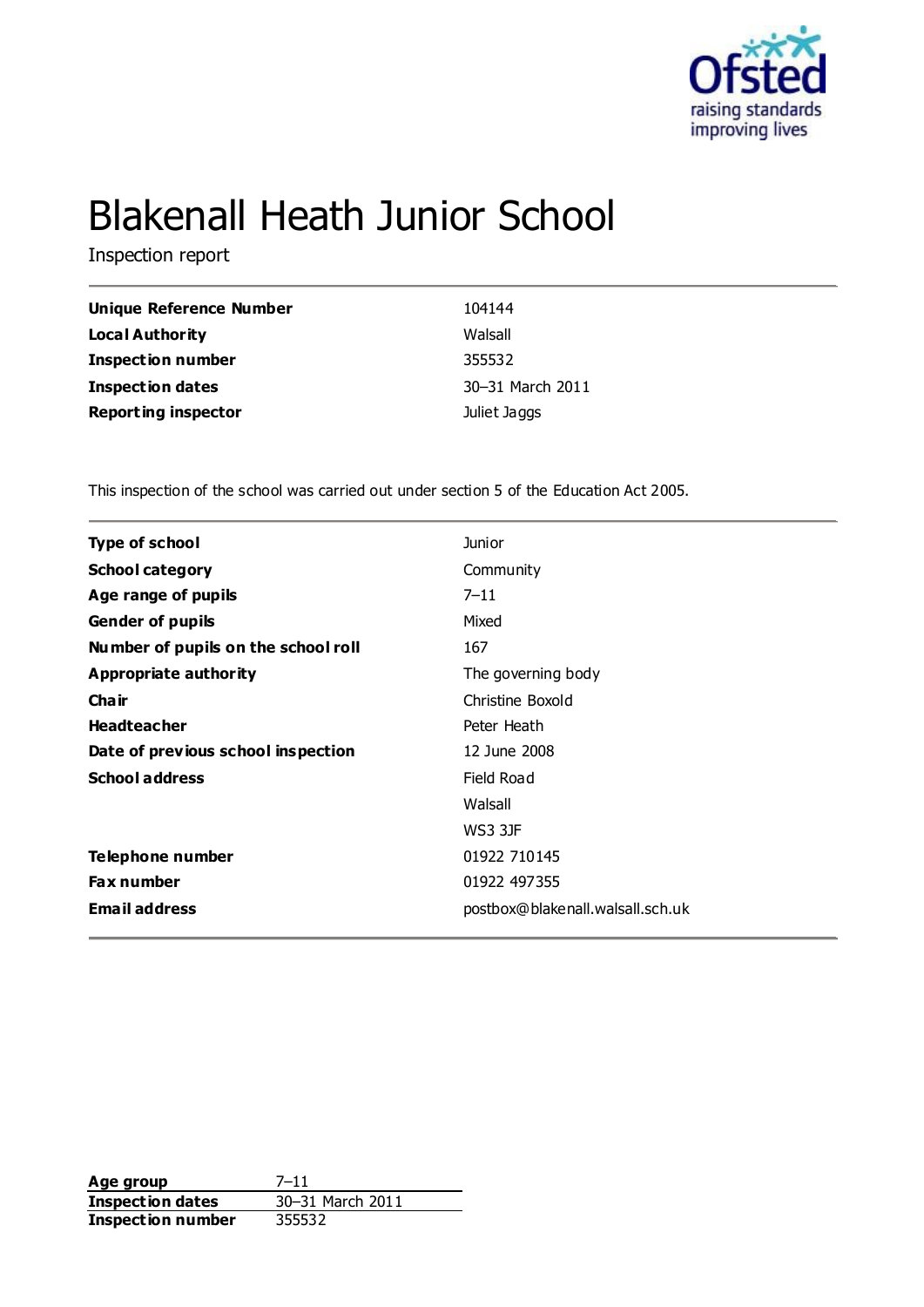# Blakenall Heath Junior School

Inspection report

| | |
|---|---|
| **Unique Reference Number** | 104144 |
| **Local Authority** | Walsall |
| **Inspection number** | 355532 |
| **Inspection dates** | 30–31 March 2011 |
| **Reporting inspector** | Juliet Jaggs |

This inspection of the school was carried out under section 5 of the Education Act 2005.

| | |
|---|---|
| **Type of school** | Junior |
| **School category** | Community |
| **Age range of pupils** | 7–11 |
| **Gender of pupils** | Mixed |
| **Number of pupils on the school roll** | 167 |
| **Appropriate authority** | The governing body |
| **Chair** | Christine Boxold |
| **Headteacher** | Peter Heath |
| **Date of previous school inspection** | 12 June 2008 |
| **School address** | Field Road<br>Walsall<br>WS3 3JF |
| **Telephone number** | 01922 710145 |
| **Fax number** | 01922 497355 |
| **Email address** | postbox@blakenall.walsall.sch.uk |

| | |
|---|---|
| **Age group** | 7–11 |
| **Inspection dates** | 30–31 March 2011 |
| **Inspection number** | 355532 |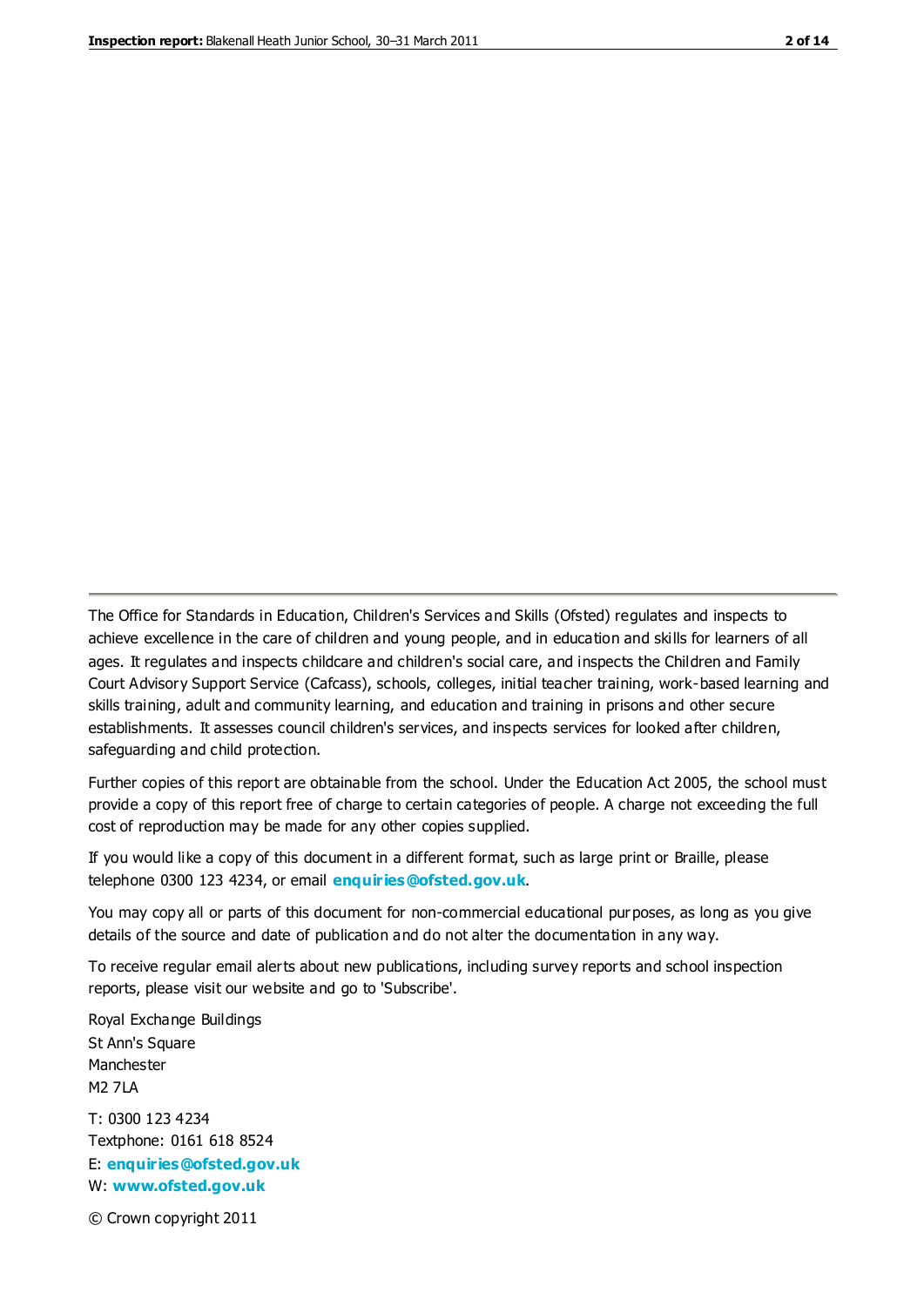The Office for Standards in Education, Children's Services and Skills (Ofsted) regulates and inspects to achieve excellence in the care of children and young people, and in education and skills for learners of all ages. It regulates and inspects childcare and children's social care, and inspects the Children and Family Court Advisory Support Service (Cafcass), schools, colleges, initial teacher training, work-based learning and skills training, adult and community learning, and education and training in prisons and other secure establishments. It assesses council children's services, and inspects services for looked after children, safeguarding and child protection.

Further copies of this report are obtainable from the school. Under the Education Act 2005, the school must provide a copy of this report free of charge to certain categories of people. A charge not exceeding the full cost of reproduction may be made for any other copies supplied.

If you would like a copy of this document in a different format, such as large print or Braille, please telephone 0300 123 4234, or email **enquiries@ofsted.gov.uk**.

You may copy all or parts of this document for non-commercial educational purposes, as long as you give details of the source and date of publication and do not alter the documentation in any way.

To receive regular email alerts about new publications, including survey reports and school inspection reports, please visit our website and go to 'Subscribe'.

Royal Exchange Buildings
St Ann's Square
Manchester
M2 7LA

T: 0300 123 4234
Textphone: 0161 618 8524
E: **enquiries@ofsted.gov.uk**
W: **www.ofsted.gov.uk**

© Crown copyright 2011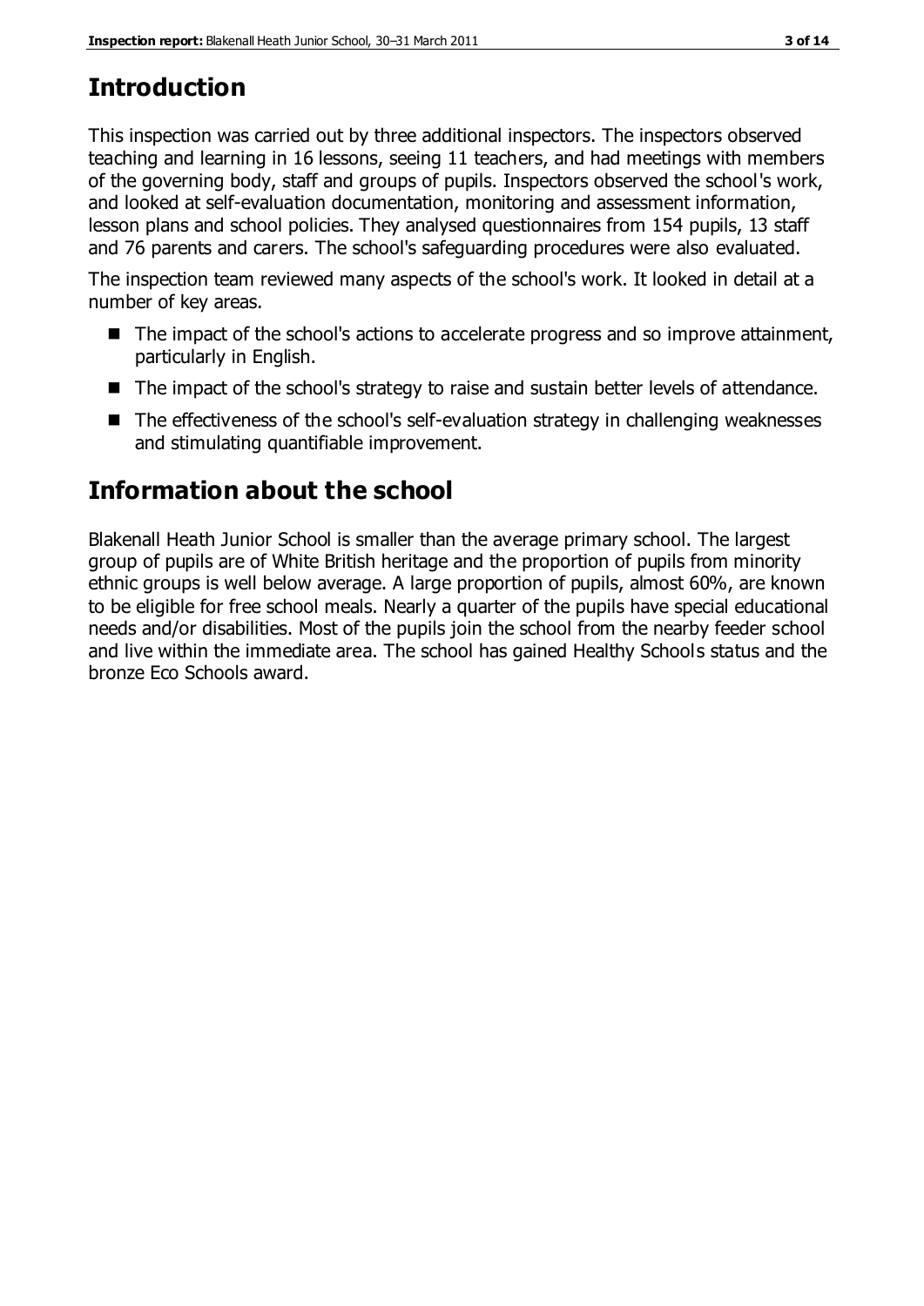## Introduction

This inspection was carried out by three additional inspectors. The inspectors observed teaching and learning in 16 lessons, seeing 11 teachers, and had meetings with members of the governing body, staff and groups of pupils. Inspectors observed the school's work, and looked at self-evaluation documentation, monitoring and assessment information, lesson plans and school policies. They analysed questionnaires from 154 pupils, 13 staff and 76 parents and carers. The school's safeguarding procedures were also evaluated.

The inspection team reviewed many aspects of the school's work. It looked in detail at a number of key areas.

- The impact of the school's actions to accelerate progress and so improve attainment, particularly in English.
- The impact of the school's strategy to raise and sustain better levels of attendance.
- The effectiveness of the school's self-evaluation strategy in challenging weaknesses and stimulating quantifiable improvement.

## Information about the school

Blakenall Heath Junior School is smaller than the average primary school. The largest group of pupils are of White British heritage and the proportion of pupils from minority ethnic groups is well below average. A large proportion of pupils, almost 60%, are known to be eligible for free school meals. Nearly a quarter of the pupils have special educational needs and/or disabilities. Most of the pupils join the school from the nearby feeder school and live within the immediate area. The school has gained Healthy Schools status and the bronze Eco Schools award.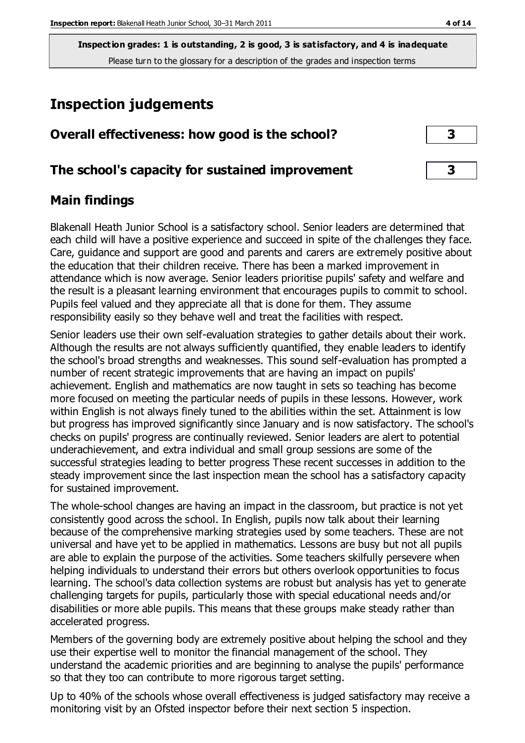**Inspection grades: 1 is outstanding, 2 is good, 3 is satisfactory, and 4 is inadequate**
Please turn to the glossary for a description of the grades and inspection terms

# Inspection judgements

| Overall effectiveness: how good is the school? | 3 |
|---|---|
| **The school's capacity for sustained improvement** | **3** |

## Main findings

Blakenall Heath Junior School is a satisfactory school. Senior leaders are determined that each child will have a positive experience and succeed in spite of the challenges they face. Care, guidance and support are good and parents and carers are extremely positive about the education that their children receive. There has been a marked improvement in attendance which is now average. Senior leaders prioritise pupils' safety and welfare and the result is a pleasant learning environment that encourages pupils to commit to school. Pupils feel valued and they appreciate all that is done for them. They assume responsibility easily so they behave well and treat the facilities with respect.

Senior leaders use their own self-evaluation strategies to gather details about their work. Although the results are not always sufficiently quantified, they enable leaders to identify the school's broad strengths and weaknesses. This sound self-evaluation has prompted a number of recent strategic improvements that are having an impact on pupils' achievement. English and mathematics are now taught in sets so teaching has become more focused on meeting the particular needs of pupils in these lessons. However, work within English is not always finely tuned to the abilities within the set. Attainment is low but progress has improved significantly since January and is now satisfactory. The school's checks on pupils' progress are continually reviewed. Senior leaders are alert to potential underachievement, and extra individual and small group sessions are some of the successful strategies leading to better progress These recent successes in addition to the steady improvement since the last inspection mean the school has a satisfactory capacity for sustained improvement.

The whole-school changes are having an impact in the classroom, but practice is not yet consistently good across the school. In English, pupils now talk about their learning because of the comprehensive marking strategies used by some teachers. These are not universal and have yet to be applied in mathematics. Lessons are busy but not all pupils are able to explain the purpose of the activities. Some teachers skilfully persevere when helping individuals to understand their errors but others overlook opportunities to focus learning. The school's data collection systems are robust but analysis has yet to generate challenging targets for pupils, particularly those with special educational needs and/or disabilities or more able pupils. This means that these groups make steady rather than accelerated progress.

Members of the governing body are extremely positive about helping the school and they use their expertise well to monitor the financial management of the school. They understand the academic priorities and are beginning to analyse the pupils' performance so that they too can contribute to more rigorous target setting.

Up to 40% of the schools whose overall effectiveness is judged satisfactory may receive a monitoring visit by an Ofsted inspector before their next section 5 inspection.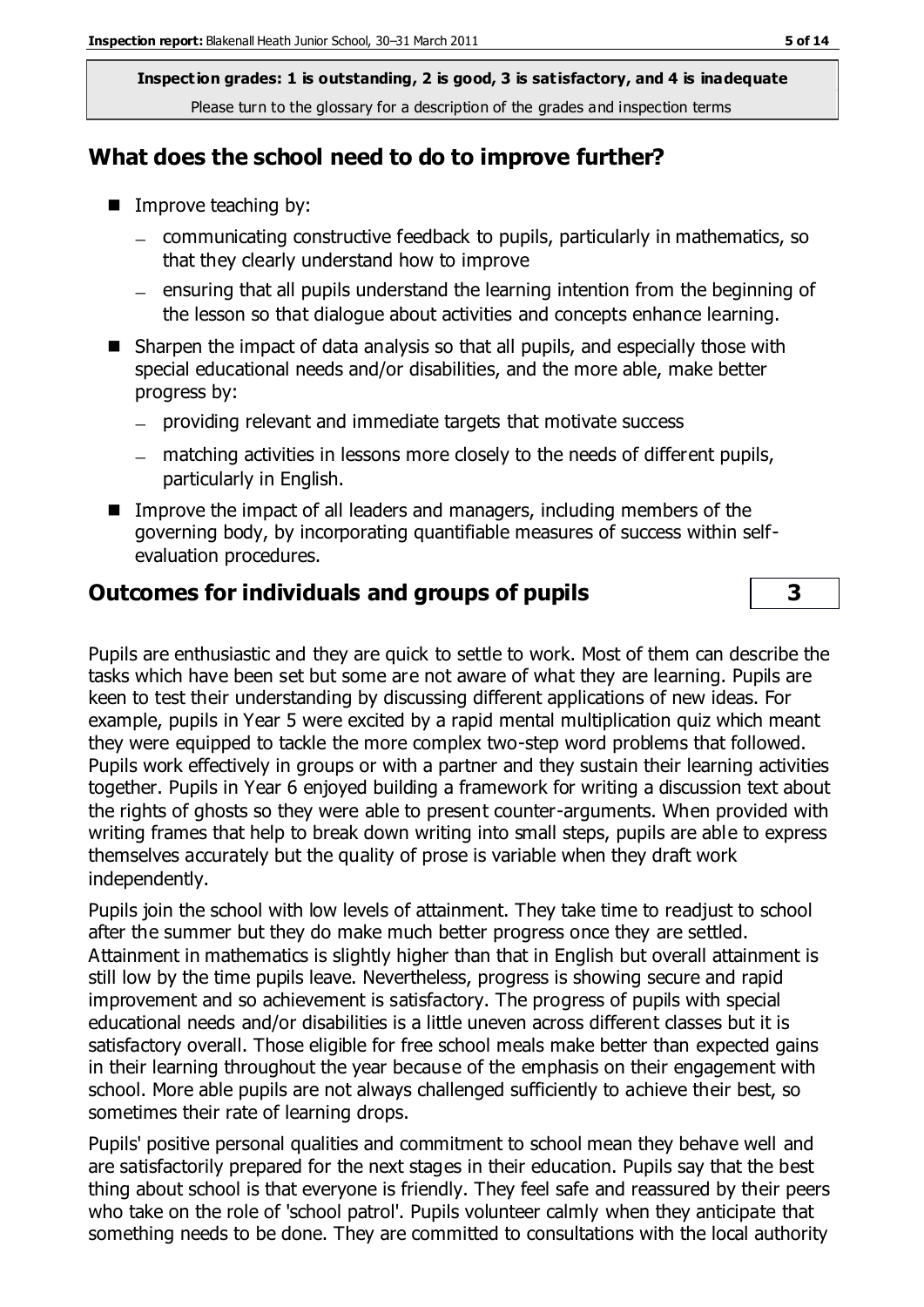**Inspection grades: 1 is outstanding, 2 is good, 3 is satisfactory, and 4 is inadequate**
Please turn to the glossary for a description of the grades and inspection terms

## What does the school need to do to improve further?

- Improve teaching by:
  - communicating constructive feedback to pupils, particularly in mathematics, so that they clearly understand how to improve
  - ensuring that all pupils understand the learning intention from the beginning of the lesson so that dialogue about activities and concepts enhance learning.
- Sharpen the impact of data analysis so that all pupils, and especially those with special educational needs and/or disabilities, and the more able, make better progress by:
  - providing relevant and immediate targets that motivate success
  - matching activities in lessons more closely to the needs of different pupils, particularly in English.
- Improve the impact of all leaders and managers, including members of the governing body, by incorporating quantifiable measures of success within self-evaluation procedures.

## Outcomes for individuals and groups of pupils — 3

Pupils are enthusiastic and they are quick to settle to work. Most of them can describe the tasks which have been set but some are not aware of what they are learning. Pupils are keen to test their understanding by discussing different applications of new ideas. For example, pupils in Year 5 were excited by a rapid mental multiplication quiz which meant they were equipped to tackle the more complex two-step word problems that followed. Pupils work effectively in groups or with a partner and they sustain their learning activities together. Pupils in Year 6 enjoyed building a framework for writing a discussion text about the rights of ghosts so they were able to present counter-arguments. When provided with writing frames that help to break down writing into small steps, pupils are able to express themselves accurately but the quality of prose is variable when they draft work independently.

Pupils join the school with low levels of attainment. They take time to readjust to school after the summer but they do make much better progress once they are settled. Attainment in mathematics is slightly higher than that in English but overall attainment is still low by the time pupils leave. Nevertheless, progress is showing secure and rapid improvement and so achievement is satisfactory. The progress of pupils with special educational needs and/or disabilities is a little uneven across different classes but it is satisfactory overall. Those eligible for free school meals make better than expected gains in their learning throughout the year because of the emphasis on their engagement with school. More able pupils are not always challenged sufficiently to achieve their best, so sometimes their rate of learning drops.

Pupils' positive personal qualities and commitment to school mean they behave well and are satisfactorily prepared for the next stages in their education. Pupils say that the best thing about school is that everyone is friendly. They feel safe and reassured by their peers who take on the role of 'school patrol'. Pupils volunteer calmly when they anticipate that something needs to be done. They are committed to consultations with the local authority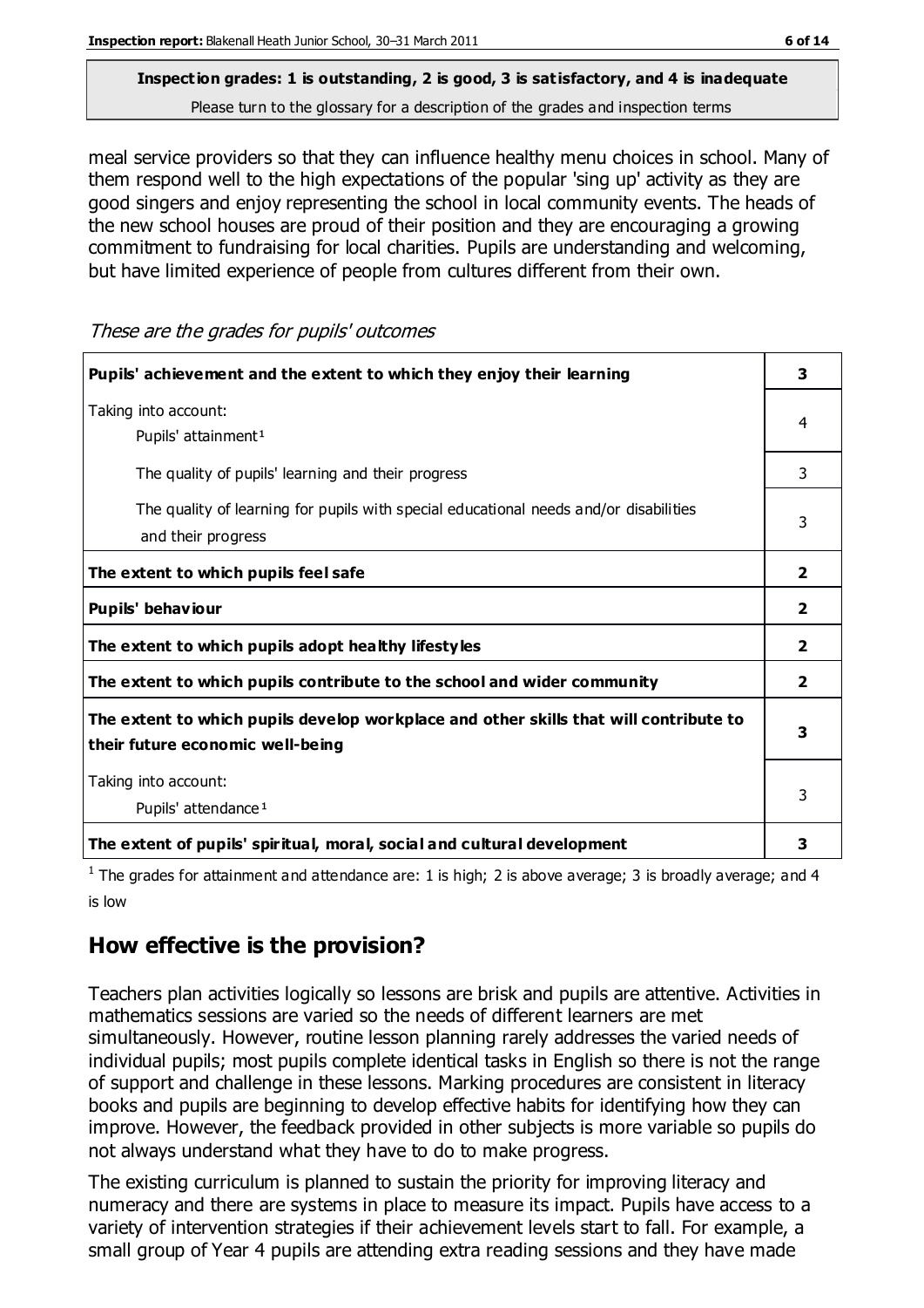**Inspection grades: 1 is outstanding, 2 is good, 3 is satisfactory, and 4 is inadequate**
Please turn to the glossary for a description of the grades and inspection terms

meal service providers so that they can influence healthy menu choices in school. Many of them respond well to the high expectations of the popular 'sing up' activity as they are good singers and enjoy representing the school in local community events. The heads of the new school houses are proud of their position and they are encouraging a growing commitment to fundraising for local charities. Pupils are understanding and welcoming, but have limited experience of people from cultures different from their own.

*These are the grades for pupils' outcomes*

| | |
|---|---|
| **Pupils' achievement and the extent to which they enjoy their learning** | **3** |
| Taking into account: Pupils' attainment[1] | 4 |
| The quality of pupils' learning and their progress | 3 |
| The quality of learning for pupils with special educational needs and/or disabilities and their progress | 3 |
| **The extent to which pupils feel safe** | **2** |
| **Pupils' behaviour** | **2** |
| **The extent to which pupils adopt healthy lifestyles** | **2** |
| **The extent to which pupils contribute to the school and wider community** | **2** |
| **The extent to which pupils develop workplace and other skills that will contribute to their future economic well-being** | **3** |
| Taking into account: Pupils' attendance[1] | 3 |
| **The extent of pupils' spiritual, moral, social and cultural development** | **3** |

[1] The grades for attainment and attendance are: 1 is high; 2 is above average; 3 is broadly average; and 4 is low

## How effective is the provision?

Teachers plan activities logically so lessons are brisk and pupils are attentive. Activities in mathematics sessions are varied so the needs of different learners are met simultaneously. However, routine lesson planning rarely addresses the varied needs of individual pupils; most pupils complete identical tasks in English so there is not the range of support and challenge in these lessons. Marking procedures are consistent in literacy books and pupils are beginning to develop effective habits for identifying how they can improve. However, the feedback provided in other subjects is more variable so pupils do not always understand what they have to do to make progress.

The existing curriculum is planned to sustain the priority for improving literacy and numeracy and there are systems in place to measure its impact. Pupils have access to a variety of intervention strategies if their achievement levels start to fall. For example, a small group of Year 4 pupils are attending extra reading sessions and they have made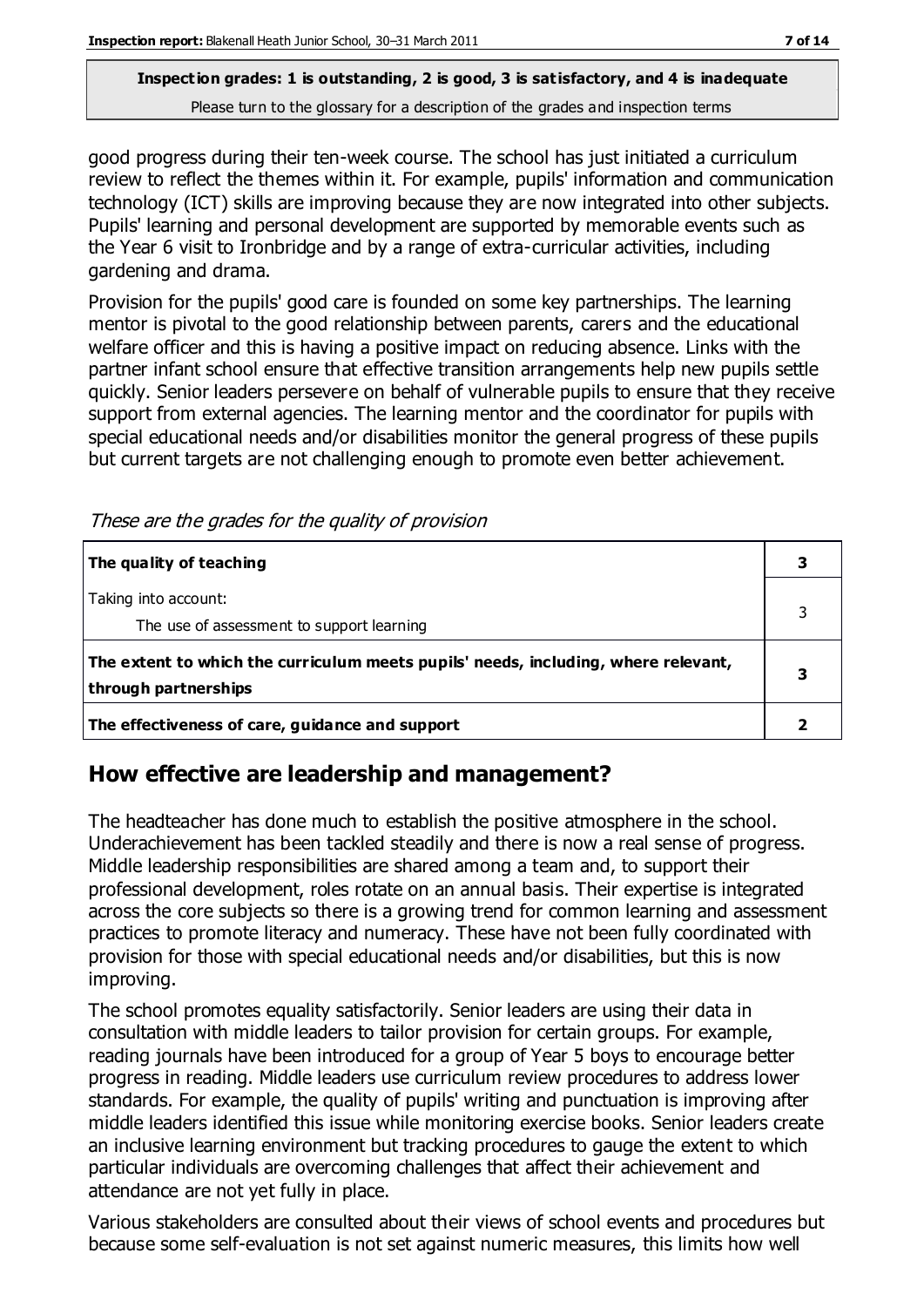**Inspection grades: 1 is outstanding, 2 is good, 3 is satisfactory, and 4 is inadequate**
Please turn to the glossary for a description of the grades and inspection terms

good progress during their ten-week course. The school has just initiated a curriculum review to reflect the themes within it. For example, pupils' information and communication technology (ICT) skills are improving because they are now integrated into other subjects. Pupils' learning and personal development are supported by memorable events such as the Year 6 visit to Ironbridge and by a range of extra-curricular activities, including gardening and drama.

Provision for the pupils' good care is founded on some key partnerships. The learning mentor is pivotal to the good relationship between parents, carers and the educational welfare officer and this is having a positive impact on reducing absence. Links with the partner infant school ensure that effective transition arrangements help new pupils settle quickly. Senior leaders persevere on behalf of vulnerable pupils to ensure that they receive support from external agencies. The learning mentor and the coordinator for pupils with special educational needs and/or disabilities monitor the general progress of these pupils but current targets are not challenging enough to promote even better achievement.

*These are the grades for the quality of provision*

| | |
|---|---|
| **The quality of teaching** | **3** |
| Taking into account:<br>The use of assessment to support learning | 3 |
| **The extent to which the curriculum meets pupils' needs, including, where relevant, through partnerships** | **3** |
| **The effectiveness of care, guidance and support** | **2** |

## How effective are leadership and management?

The headteacher has done much to establish the positive atmosphere in the school. Underachievement has been tackled steadily and there is now a real sense of progress. Middle leadership responsibilities are shared among a team and, to support their professional development, roles rotate on an annual basis. Their expertise is integrated across the core subjects so there is a growing trend for common learning and assessment practices to promote literacy and numeracy. These have not been fully coordinated with provision for those with special educational needs and/or disabilities, but this is now improving.

The school promotes equality satisfactorily. Senior leaders are using their data in consultation with middle leaders to tailor provision for certain groups. For example, reading journals have been introduced for a group of Year 5 boys to encourage better progress in reading. Middle leaders use curriculum review procedures to address lower standards. For example, the quality of pupils' writing and punctuation is improving after middle leaders identified this issue while monitoring exercise books. Senior leaders create an inclusive learning environment but tracking procedures to gauge the extent to which particular individuals are overcoming challenges that affect their achievement and attendance are not yet fully in place.

Various stakeholders are consulted about their views of school events and procedures but because some self-evaluation is not set against numeric measures, this limits how well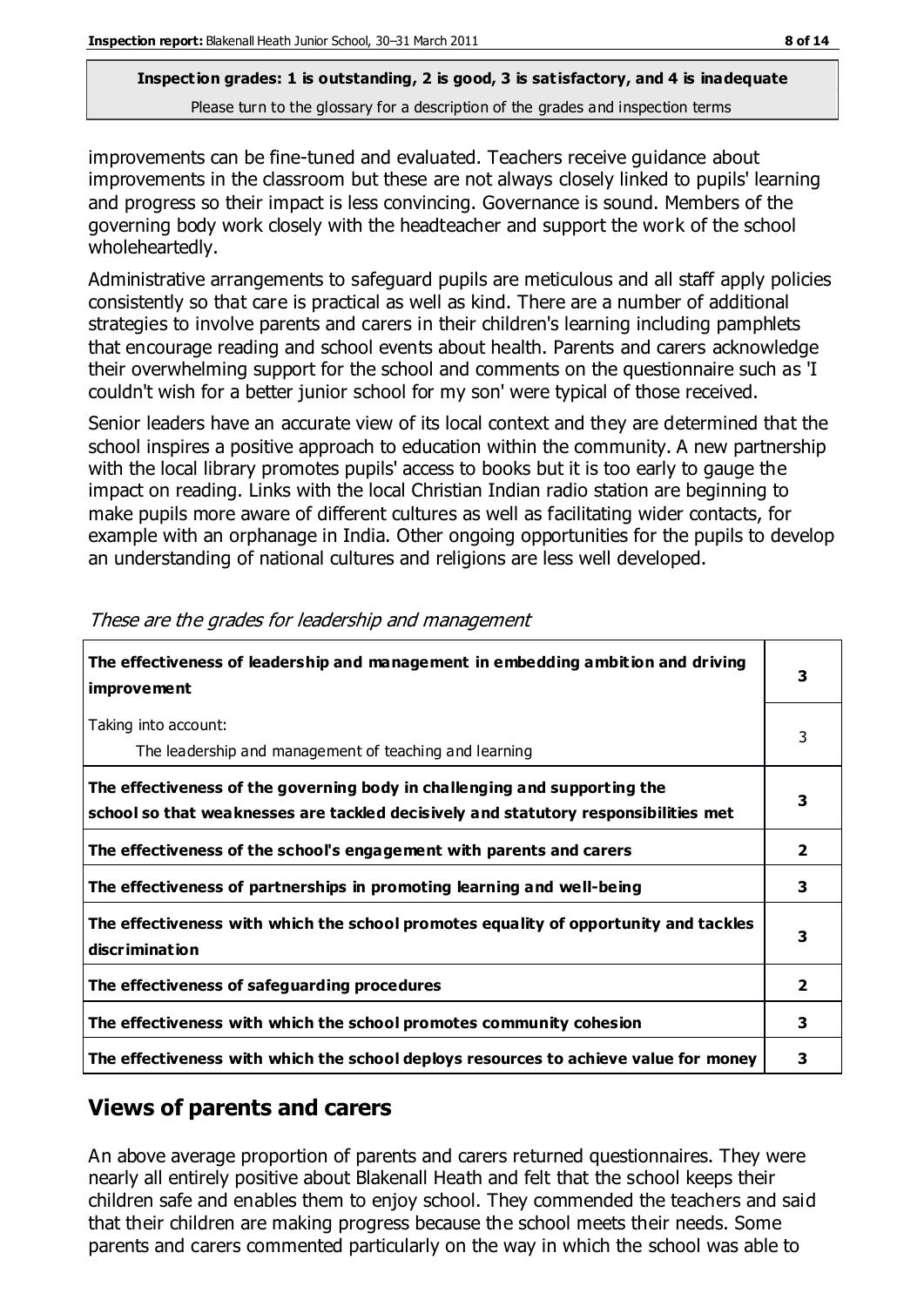**Inspection grades: 1 is outstanding, 2 is good, 3 is satisfactory, and 4 is inadequate**
Please turn to the glossary for a description of the grades and inspection terms

improvements can be fine-tuned and evaluated. Teachers receive guidance about improvements in the classroom but these are not always closely linked to pupils' learning and progress so their impact is less convincing. Governance is sound. Members of the governing body work closely with the headteacher and support the work of the school wholeheartedly.

Administrative arrangements to safeguard pupils are meticulous and all staff apply policies consistently so that care is practical as well as kind. There are a number of additional strategies to involve parents and carers in their children's learning including pamphlets that encourage reading and school events about health. Parents and carers acknowledge their overwhelming support for the school and comments on the questionnaire such as 'I couldn't wish for a better junior school for my son' were typical of those received.

Senior leaders have an accurate view of its local context and they are determined that the school inspires a positive approach to education within the community. A new partnership with the local library promotes pupils' access to books but it is too early to gauge the impact on reading. Links with the local Christian Indian radio station are beginning to make pupils more aware of different cultures as well as facilitating wider contacts, for example with an orphanage in India. Other ongoing opportunities for the pupils to develop an understanding of national cultures and religions are less well developed.

*These are the grades for leadership and management*

| | |
|---|---|
| **The effectiveness of leadership and management in embedding ambition and driving improvement** | **3** |
| Taking into account:<br>The leadership and management of teaching and learning | 3 |
| **The effectiveness of the governing body in challenging and supporting the school so that weaknesses are tackled decisively and statutory responsibilities met** | **3** |
| **The effectiveness of the school's engagement with parents and carers** | **2** |
| **The effectiveness of partnerships in promoting learning and well-being** | **3** |
| **The effectiveness with which the school promotes equality of opportunity and tackles discrimination** | **3** |
| **The effectiveness of safeguarding procedures** | **2** |
| **The effectiveness with which the school promotes community cohesion** | **3** |
| **The effectiveness with which the school deploys resources to achieve value for money** | **3** |

## Views of parents and carers

An above average proportion of parents and carers returned questionnaires. They were nearly all entirely positive about Blakenall Heath and felt that the school keeps their children safe and enables them to enjoy school. They commended the teachers and said that their children are making progress because the school meets their needs. Some parents and carers commented particularly on the way in which the school was able to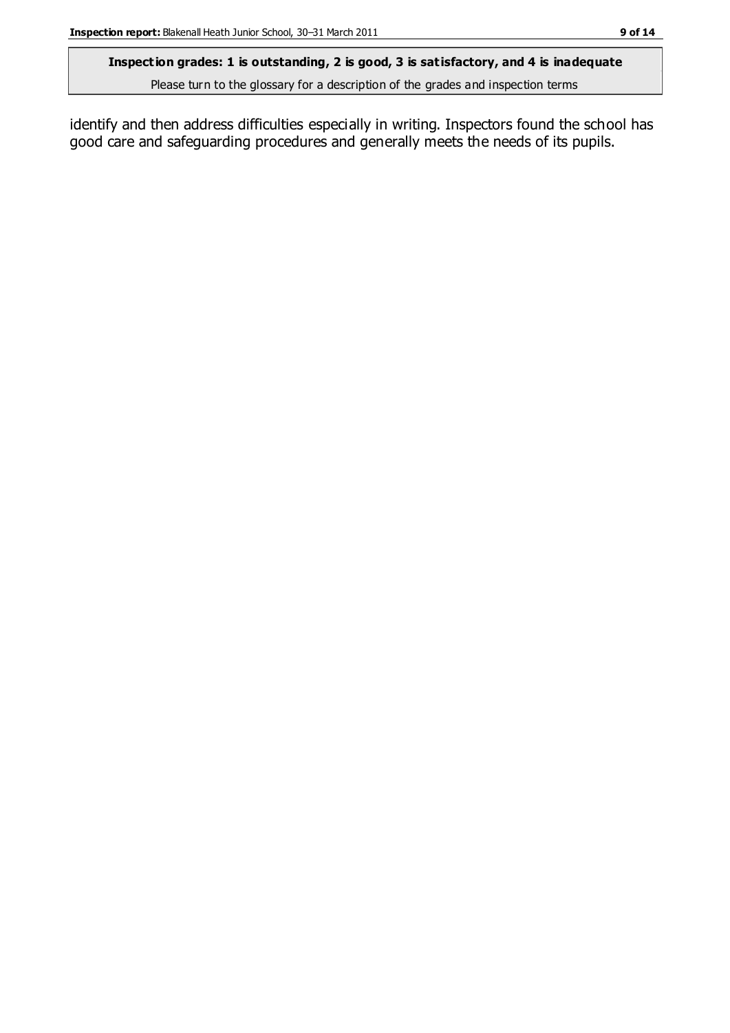identify and then address difficulties especially in writing. Inspectors found the school has good care and safeguarding procedures and generally meets the needs of its pupils.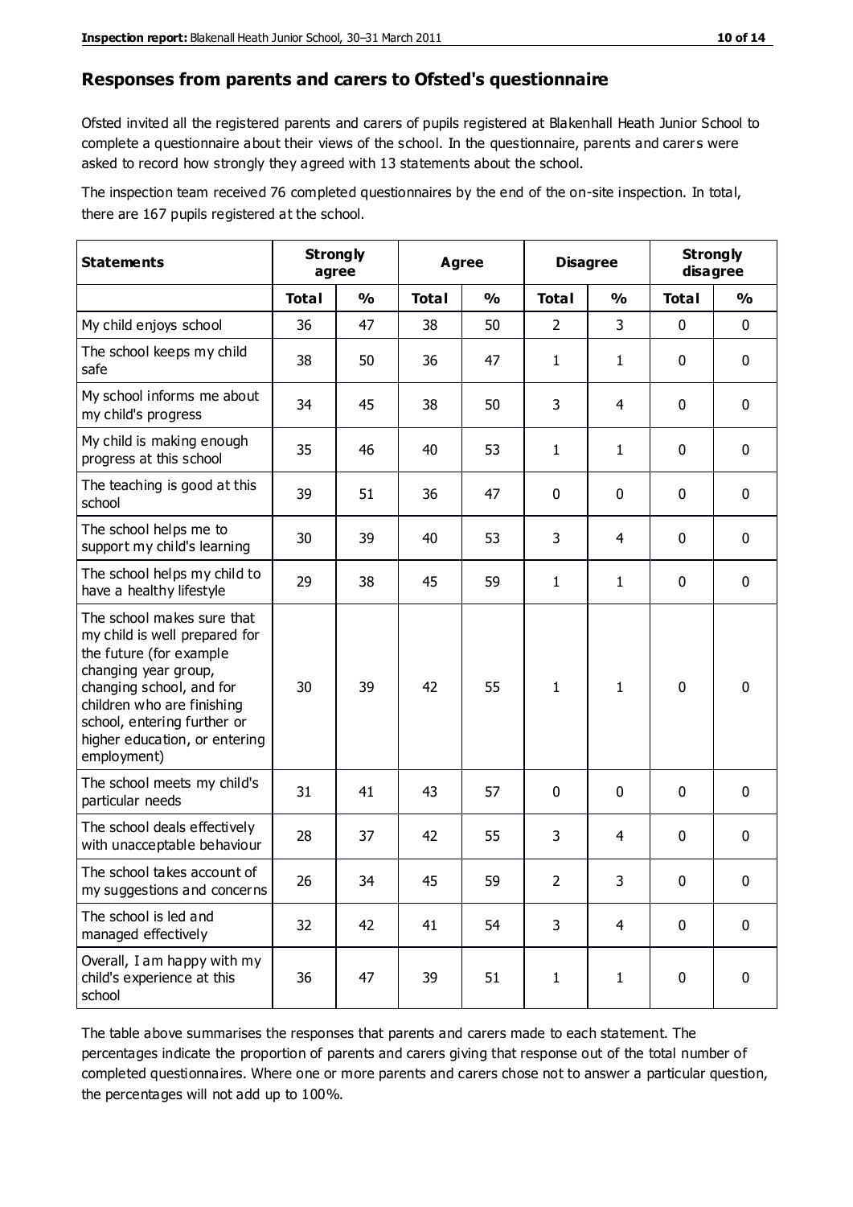## Responses from parents and carers to Ofsted's questionnaire

Ofsted invited all the registered parents and carers of pupils registered at Blakenhall Heath Junior School to complete a questionnaire about their views of the school. In the questionnaire, parents and carers were asked to record how strongly they agreed with 13 statements about the school.

The inspection team received 76 completed questionnaires by the end of the on-site inspection. In total, there are 167 pupils registered at the school.

| Statements | Strongly agree | | Agree | | Disagree | | Strongly disagree | |
|---|---|---|---|---|---|---|---|---|
| | Total | % | Total | % | Total | % | Total | % |
| My child enjoys school | 36 | 47 | 38 | 50 | 2 | 3 | 0 | 0 |
| The school keeps my child safe | 38 | 50 | 36 | 47 | 1 | 1 | 0 | 0 |
| My school informs me about my child's progress | 34 | 45 | 38 | 50 | 3 | 4 | 0 | 0 |
| My child is making enough progress at this school | 35 | 46 | 40 | 53 | 1 | 1 | 0 | 0 |
| The teaching is good at this school | 39 | 51 | 36 | 47 | 0 | 0 | 0 | 0 |
| The school helps me to support my child's learning | 30 | 39 | 40 | 53 | 3 | 4 | 0 | 0 |
| The school helps my child to have a healthy lifestyle | 29 | 38 | 45 | 59 | 1 | 1 | 0 | 0 |
| The school makes sure that my child is well prepared for the future (for example changing year group, changing school, and for children who are finishing school, entering further or higher education, or entering employment) | 30 | 39 | 42 | 55 | 1 | 1 | 0 | 0 |
| The school meets my child's particular needs | 31 | 41 | 43 | 57 | 0 | 0 | 0 | 0 |
| The school deals effectively with unacceptable behaviour | 28 | 37 | 42 | 55 | 3 | 4 | 0 | 0 |
| The school takes account of my suggestions and concerns | 26 | 34 | 45 | 59 | 2 | 3 | 0 | 0 |
| The school is led and managed effectively | 32 | 42 | 41 | 54 | 3 | 4 | 0 | 0 |
| Overall, I am happy with my child's experience at this school | 36 | 47 | 39 | 51 | 1 | 1 | 0 | 0 |

The table above summarises the responses that parents and carers made to each statement. The percentages indicate the proportion of parents and carers giving that response out of the total number of completed questionnaires. Where one or more parents and carers chose not to answer a particular question, the percentages will not add up to 100%.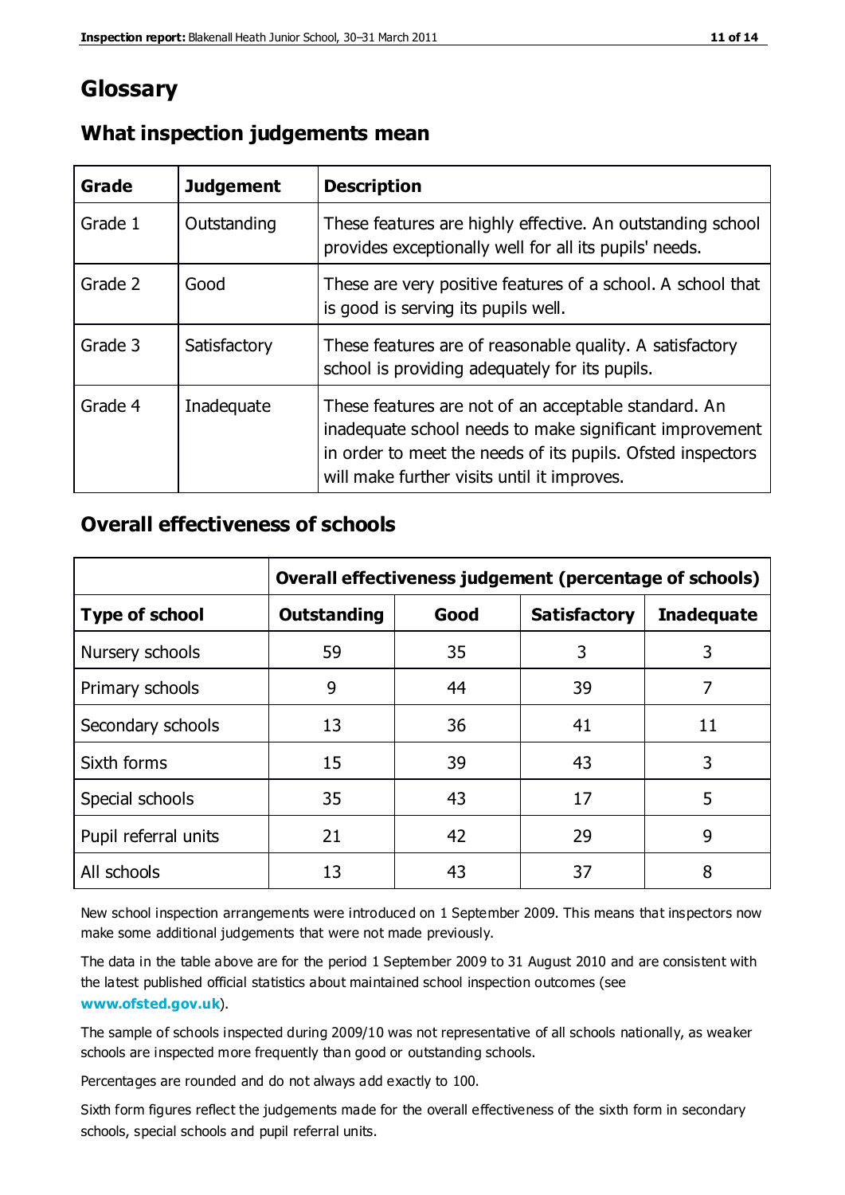# Glossary

## What inspection judgements mean

| Grade | Judgement | Description |
| --- | --- | --- |
| Grade 1 | Outstanding | These features are highly effective. An outstanding school provides exceptionally well for all its pupils' needs. |
| Grade 2 | Good | These are very positive features of a school. A school that is good is serving its pupils well. |
| Grade 3 | Satisfactory | These features are of reasonable quality. A satisfactory school is providing adequately for its pupils. |
| Grade 4 | Inadequate | These features are not of an acceptable standard. An inadequate school needs to make significant improvement in order to meet the needs of its pupils. Ofsted inspectors will make further visits until it improves. |

## Overall effectiveness of schools

| | Overall effectiveness judgement (percentage of schools) | | | |
| --- | --- | --- | --- | --- |
| **Type of school** | **Outstanding** | **Good** | **Satisfactory** | **Inadequate** |
| Nursery schools | 59 | 35 | 3 | 3 |
| Primary schools | 9 | 44 | 39 | 7 |
| Secondary schools | 13 | 36 | 41 | 11 |
| Sixth forms | 15 | 39 | 43 | 3 |
| Special schools | 35 | 43 | 17 | 5 |
| Pupil referral units | 21 | 42 | 29 | 9 |
| All schools | 13 | 43 | 37 | 8 |

New school inspection arrangements were introduced on 1 September 2009. This means that inspectors now make some additional judgements that were not made previously.

The data in the table above are for the period 1 September 2009 to 31 August 2010 and are consistent with the latest published official statistics about maintained school inspection outcomes (see **www.ofsted.gov.uk**).

The sample of schools inspected during 2009/10 was not representative of all schools nationally, as weaker schools are inspected more frequently than good or outstanding schools.

Percentages are rounded and do not always add exactly to 100.

Sixth form figures reflect the judgements made for the overall effectiveness of the sixth form in secondary schools, special schools and pupil referral units.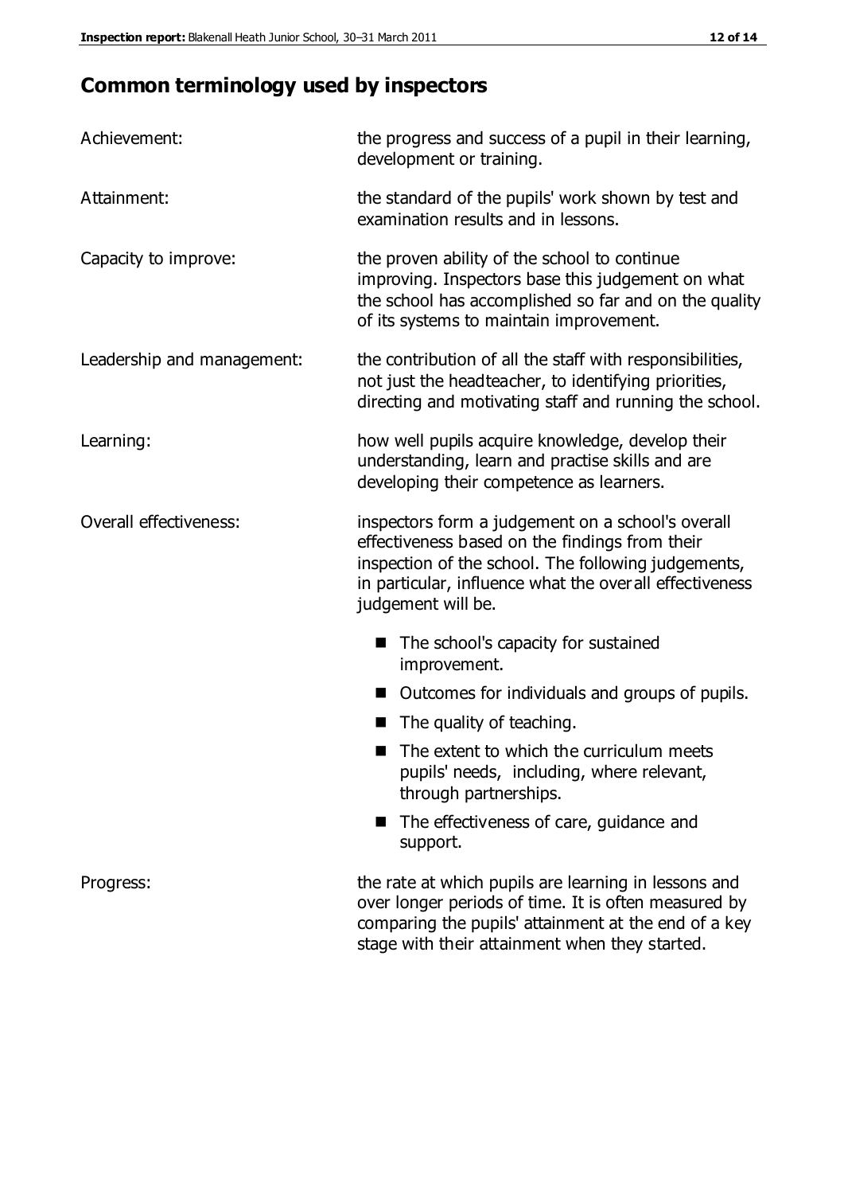## Common terminology used by inspectors

| | |
|---|---|
| Achievement: | the progress and success of a pupil in their learning, development or training. |
| Attainment: | the standard of the pupils' work shown by test and examination results and in lessons. |
| Capacity to improve: | the proven ability of the school to continue improving. Inspectors base this judgement on what the school has accomplished so far and on the quality of its systems to maintain improvement. |
| Leadership and management: | the contribution of all the staff with responsibilities, not just the headteacher, to identifying priorities, directing and motivating staff and running the school. |
| Learning: | how well pupils acquire knowledge, develop their understanding, learn and practise skills and are developing their competence as learners. |
| Overall effectiveness: | inspectors form a judgement on a school's overall effectiveness based on the findings from their inspection of the school. The following judgements, in particular, influence what the overall effectiveness judgement will be.<br>■ The school's capacity for sustained improvement.<br>■ Outcomes for individuals and groups of pupils.<br>■ The quality of teaching.<br>■ The extent to which the curriculum meets pupils' needs, including, where relevant, through partnerships.<br>■ The effectiveness of care, guidance and support. |
| Progress: | the rate at which pupils are learning in lessons and over longer periods of time. It is often measured by comparing the pupils' attainment at the end of a key stage with their attainment when they started. |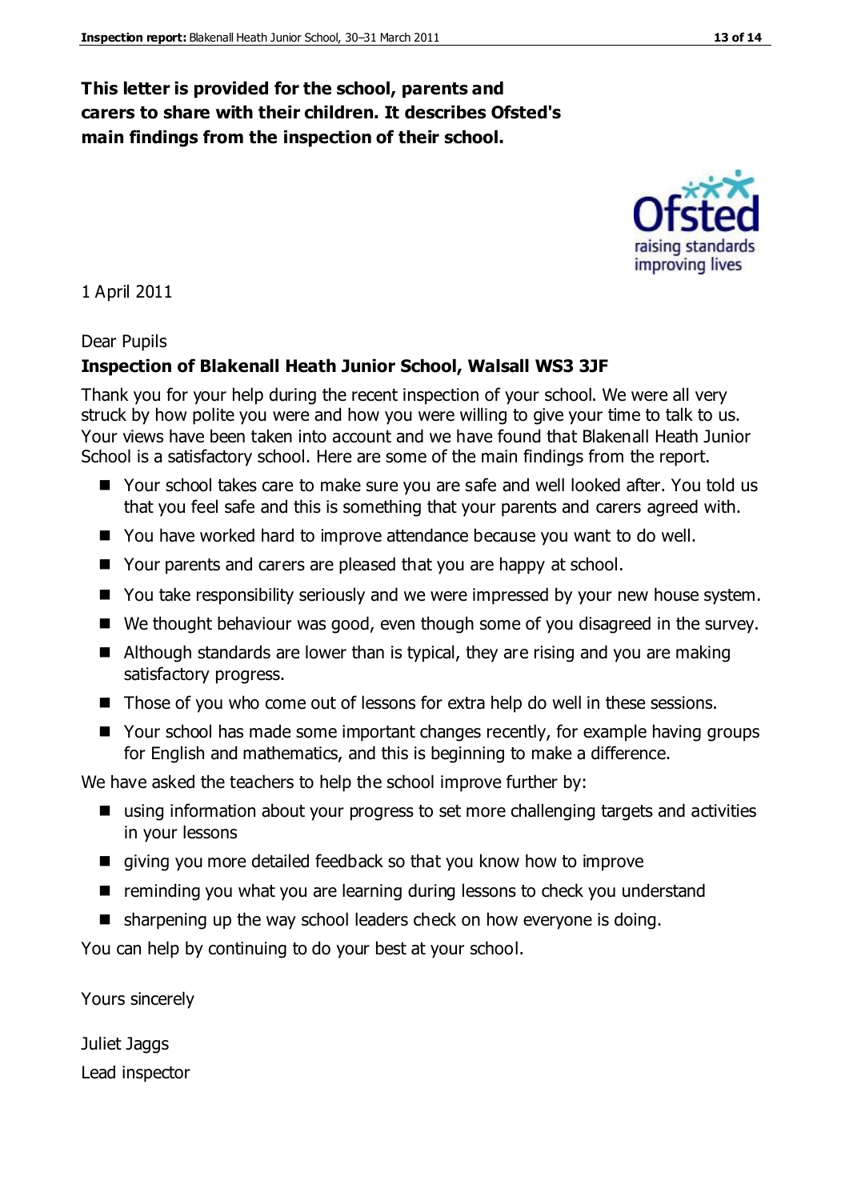**This letter is provided for the school, parents and carers to share with their children. It describes Ofsted's main findings from the inspection of their school.**

1 April 2011

Dear Pupils

**Inspection of Blakenall Heath Junior School, Walsall WS3 3JF**

Thank you for your help during the recent inspection of your school. We were all very struck by how polite you were and how you were willing to give your time to talk to us. Your views have been taken into account and we have found that Blakenall Heath Junior School is a satisfactory school. Here are some of the main findings from the report.

- Your school takes care to make sure you are safe and well looked after. You told us that you feel safe and this is something that your parents and carers agreed with.
- You have worked hard to improve attendance because you want to do well.
- Your parents and carers are pleased that you are happy at school.
- You take responsibility seriously and we were impressed by your new house system.
- We thought behaviour was good, even though some of you disagreed in the survey.
- Although standards are lower than is typical, they are rising and you are making satisfactory progress.
- Those of you who come out of lessons for extra help do well in these sessions.
- Your school has made some important changes recently, for example having groups for English and mathematics, and this is beginning to make a difference.

We have asked the teachers to help the school improve further by:

- using information about your progress to set more challenging targets and activities in your lessons
- giving you more detailed feedback so that you know how to improve
- reminding you what you are learning during lessons to check you understand
- sharpening up the way school leaders check on how everyone is doing.

You can help by continuing to do your best at your school.

Yours sincerely

Juliet Jaggs

Lead inspector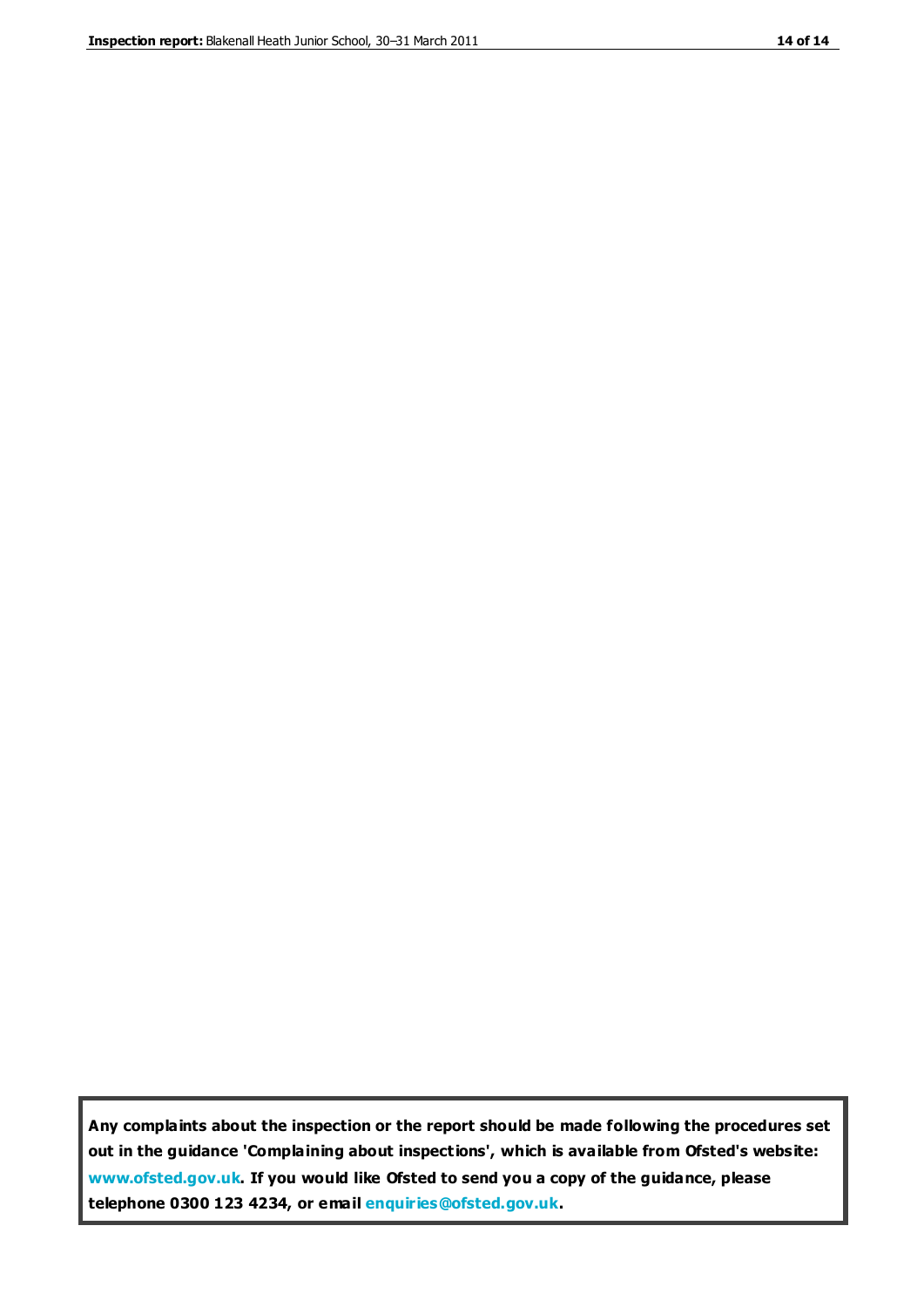**Any complaints about the inspection or the report should be made following the procedures set out in the guidance 'Complaining about inspections', which is available from Ofsted's website: www.ofsted.gov.uk. If you would like Ofsted to send you a copy of the guidance, please telephone 0300 123 4234, or email enquiries@ofsted.gov.uk.**